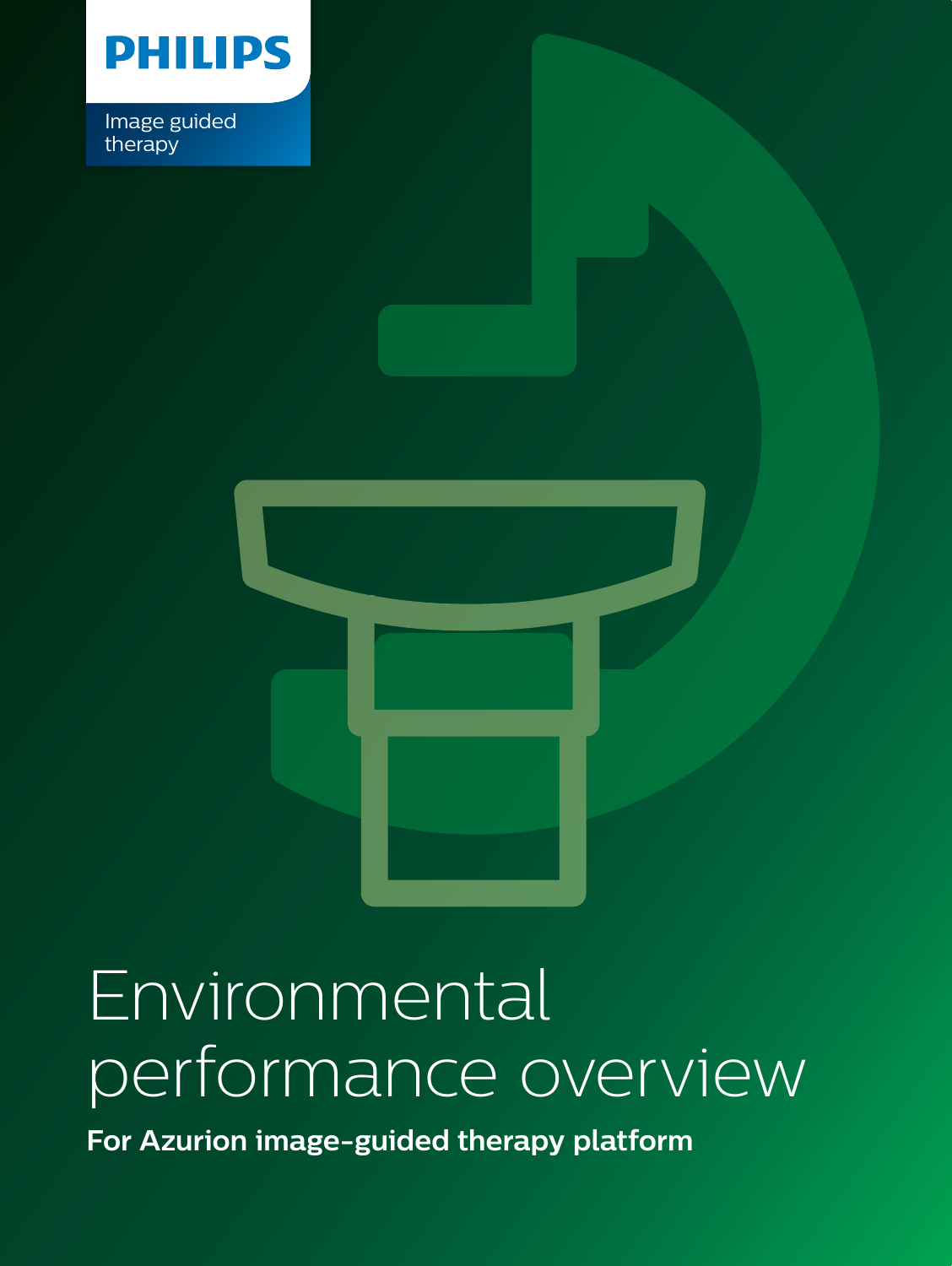PHILIPS

Image guided therapy

# Environmental performance overview

**For Azurion image-guided therapy platform**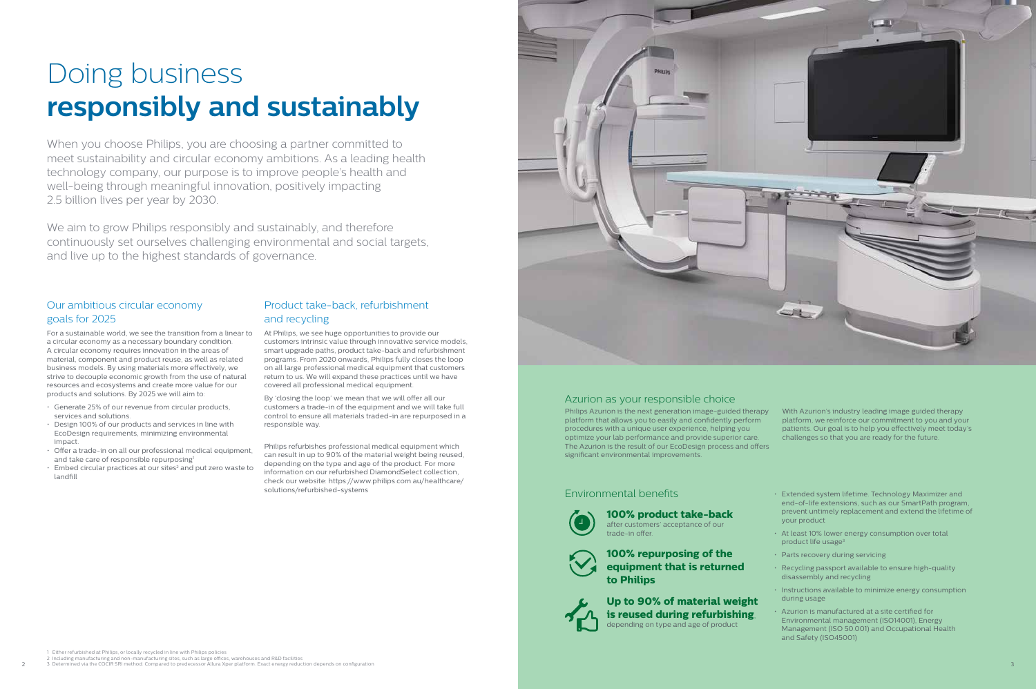# Doing business **responsibly and sustainably**

When you choose Philips, you are choosing a partner committed to meet sustainability and circular economy ambitions. As a leading health technology company, our purpose is to improve people's health and well-being through meaningful innovation, positively impacting 2.5 billion lives per year by 2030.

We aim to grow Philips responsibly and sustainably, and therefore continuously set ourselves challenging environmental and social targets, and live up to the highest standards of governance.

## Our ambitious circular economy goals for 2025

For a sustainable world, we see the transition from a linear to a circular economy as a necessary boundary condition. A circular economy requires innovation in the areas of material, component and product reuse, as well as related business models. By using materials more effectively, we strive to decouple economic growth from the use of natural resources and ecosystems and create more value for our products and solutions. By 2025 we will aim to:

- Generate 25% of our revenue from circular products, services and solutions.
- Design 100% of our products and services in line with EcoDesign requirements, minimizing environmental impact.
- Offer a trade-in on all our professional medical equipment, and take care of responsible repurposing[1]
- Embed circular practices at our sites[2] and put zero waste to landfill

## Product take-back, refurbishment and recycling

At Philips, we see huge opportunities to provide our customers intrinsic value through innovative service models, smart upgrade paths, product take-back and refurbishment programs. From 2020 onwards, Philips fully closes the loop on all large professional medical equipment that customers return to us. We will expand these practices until we have covered all professional medical equipment.

By 'closing the loop' we mean that we will offer all our customers a trade-in of the equipment and we will take full control to ensure all materials traded-in are repurposed in a responsible way.

Philips refurbishes professional medical equipment which can result in up to 90% of the material weight being reused, depending on the type and age of the product. For more information on our refurbished DiamondSelect collection, check our website: https://www.philips.com.au/healthcare/solutions/refurbished-systems

## Azurion as your responsible choice

Philips Azurion is the next generation image-guided therapy platform that allows you to easily and confidently perform procedures with a unique user experience, helping you optimize your lab performance and provide superior care. The Azurion is the result of our EcoDesign process and offers significant environmental improvements.

With Azurion's industry leading image guided therapy platform, we reinforce our commitment to you and your patients. Our goal is to help you effectively meet today's challenges so that you are ready for the future.

## Environmental benefits

**100% product take-back** after customers' acceptance of our trade-in offer.

**100% repurposing of the equipment that is returned to Philips**

**Up to 90% of material weight is reused during refurbishing**, depending on type and age of product

- Extended system lifetime. Technology Maximizer and end-of-life extensions, such as our SmartPath program, prevent untimely replacement and extend the lifetime of your product
- At least 10% lower energy consumption over total product life usage[3]
- Parts recovery during servicing
- Recycling passport available to ensure high-quality disassembly and recycling
- Instructions available to minimize energy consumption during usage
- Azurion is manufactured at a site certified for Environmental management (ISO14001), Energy Management (ISO 50.001) and Occupational Health and Safety (ISO45001)

1 Either refurbished at Philips, or locally recycled in line with Philips policies
2 Including manufacturing and non-manufacturing sites, such as large offices, warehouses and R&D facilities
3 Determined via the COCIR SRI method. Compared to predecessor Allura Xper platform. Exact energy reduction depends on configuration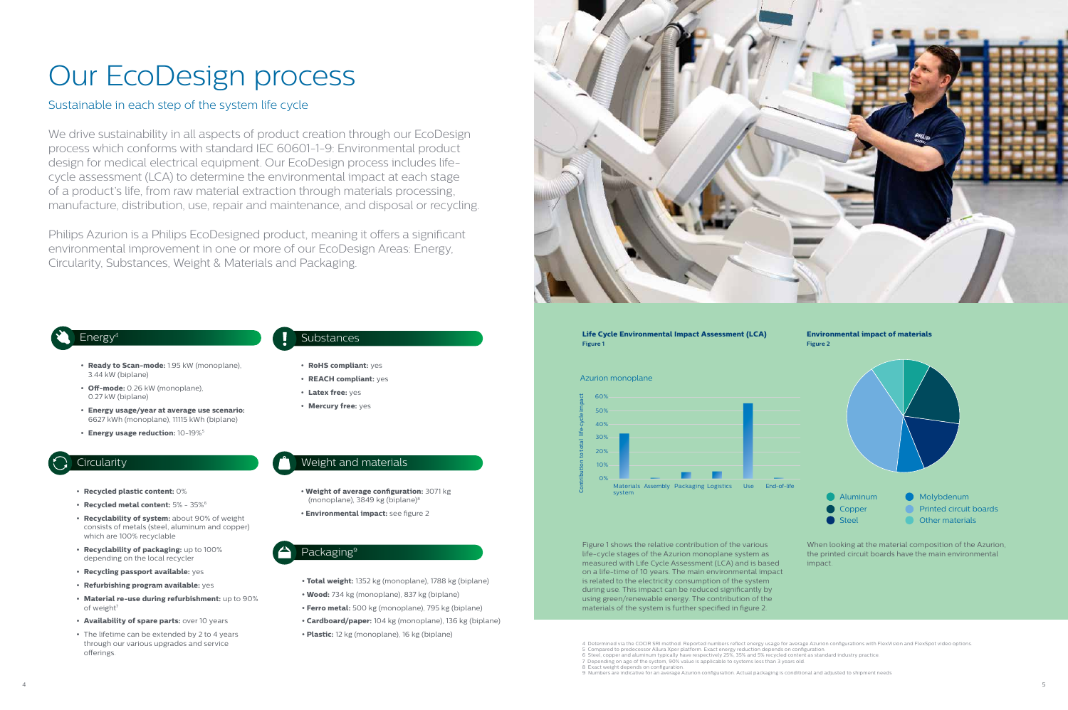# Our EcoDesign process

## Sustainable in each step of the system life cycle

We drive sustainability in all aspects of product creation through our EcoDesign process which conforms with standard IEC 60601-1-9: Environmental product design for medical electrical equipment. Our EcoDesign process includes life-cycle assessment (LCA) to determine the environmental impact at each stage of a product's life, from raw material extraction through materials processing, manufacture, distribution, use, repair and maintenance, and disposal or recycling.

Philips Azurion is a Philips EcoDesigned product, meaning it offers a significant environmental improvement in one or more of our EcoDesign Areas: Energy, Circularity, Substances, Weight & Materials and Packaging.

### Energy[4]

- **Ready to Scan-mode:** 1.95 kW (monoplane), 3.44 kW (biplane)
- **Off-mode:** 0.26 kW (monoplane), 0.27 kW (biplane)
- **Energy usage/year at average use scenario:** 6627 kWh (monoplane), 11115 kWh (biplane)
- **Energy usage reduction:** 10-19%[5]

### Circularity

- **Recycled plastic content:** 0%
- **Recycled metal content:** 5% - 35%[6]
- **Recyclability of system:** about 90% of weight consists of metals (steel, aluminum and copper) which are 100% recyclable
- **Recyclability of packaging:** up to 100% depending on the local recycler
- **Recycling passport available:** yes
- **Refurbishing program available:** yes
- **Material re-use during refurbishment:** up to 90% of weight[7]
- **Availability of spare parts:** over 10 years
- The lifetime can be extended by 2 to 4 years through our various upgrades and service offerings.

### Substances

- **RoHS compliant:** yes
- **REACH compliant:** yes
- **Latex free:** yes
- **Mercury free:** yes

### Weight and materials

- **Weight of average configuration:** 3071 kg (monoplane), 3849 kg (biplane)[8]
- **Environmental impact:** see figure 2

### Packaging[9]

- **Total weight:** 1352 kg (monoplane), 1788 kg (biplane)
- **Wood:** 734 kg (monoplane), 837 kg (biplane)
- **Ferro metal:** 500 kg (monoplane), 795 kg (biplane)
- **Cardboard/paper:** 104 kg (monoplane), 136 kg (biplane)
- **Plastic:** 12 kg (monoplane), 16 kg (biplane)

**Life Cycle Environmental Impact Assessment (LCA)**
**Figure 1**

Azurion monoplane

Contribution to total life-cycle impact

60%
50%
40%
30%
20%
10%
0%

Materials system
Assembly
Packaging
Logistics
Use
End-of-life

Figure 1 shows the relative contribution of the various life-cycle stages of the Azurion monoplane system as measured with Life Cycle Assessment (LCA) and is based on a life-time of 10 years. The main environmental impact is related to the electricity consumption of the system during use. This impact can be reduced significantly by using green/renewable energy. The contribution of the materials of the system is further specified in figure 2.

**Environmental impact of materials**
**Figure 2**

Aluminum
Copper
Steel
Molybdenum
Printed circuit boards
Other materials

When looking at the material composition of the Azurion, the printed circuit boards have the main environmental impact.

4 Determined via the COCIR SRI method. Reported numbers reflect energy usage for average Azurion configurations with FlexVision and FlexSpot video options.
5 Compared to predecessor Allura Xper platform. Exact energy reduction depends on configuration.
6 Steel, copper and aluminum typically have respectively 25%, 35% and 5% recycled content as standard industry practice.
7 Depending on age of the system, 90% value is applicable to systems less than 3 years old.
8 Exact weight depends on configuration.
9 Numbers are indicative for an average Azurion configuration. Actual packaging is conditional and adjusted to shipment needs.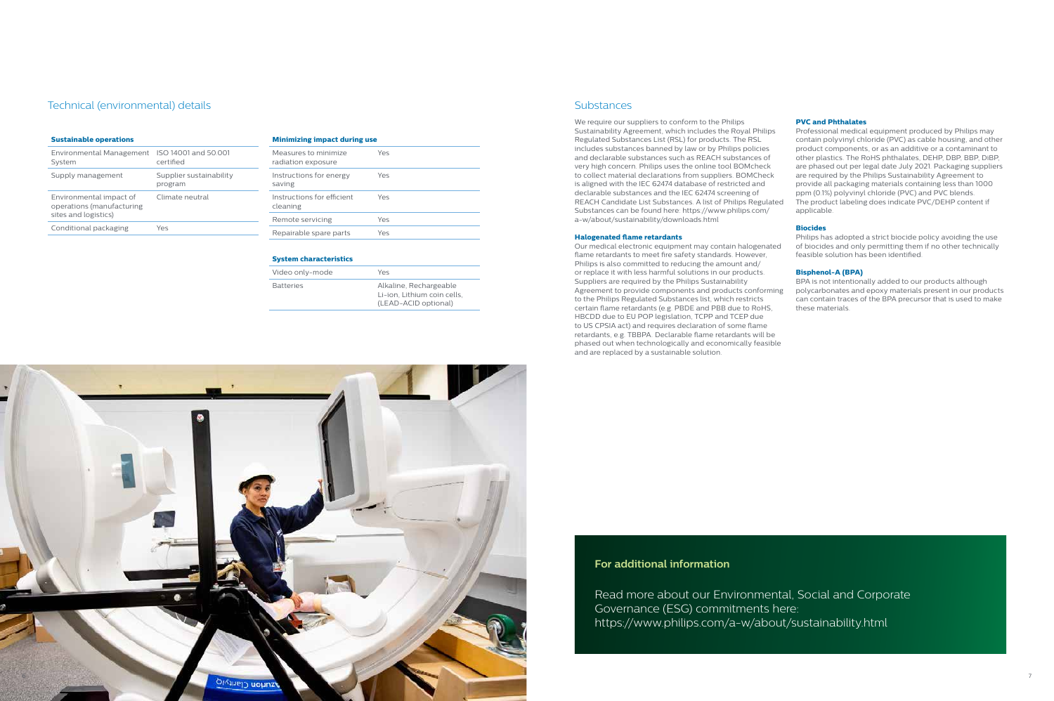## Technical (environmental) details

| Sustainable operations | |
|---|---|
| Environmental Management System | ISO 14001 and 50.001 certified |
| Supply management | Supplier sustainability program |
| Environmental impact of operations (manufacturing sites and logistics) | Climate neutral |
| Conditional packaging | Yes |

| Minimizing impact during use | |
|---|---|
| Measures to minimize radiation exposure | Yes |
| Instructions for energy saving | Yes |
| Instructions for efficient cleaning | Yes |
| Remote servicing | Yes |
| Repairable spare parts | Yes |

| System characteristics | |
|---|---|
| Video only-mode | Yes |
| Batteries | Alkaline, Rechargeable Li-ion, Lithium coin cells, (LEAD-ACID optional) |

## Substances

We require our suppliers to conform to the Philips Sustainability Agreement, which includes the Royal Philips Regulated Substances List (RSL) for products. The RSL includes substances banned by law or by Philips policies and declarable substances such as REACH substances of very high concern. Philips uses the online tool BOMcheck to collect material declarations from suppliers. BOMCheck is aligned with the IEC 62474 database of restricted and declarable substances and the IEC 62474 screening of REACH Candidate List Substances. A list of Philips Regulated Substances can be found here: https://www.philips.com/a-w/about/sustainability/downloads.html

### Halogenated flame retardants

Our medical electronic equipment may contain halogenated flame retardants to meet fire safety standards. However, Philips is also committed to reducing the amount and/or replace it with less harmful solutions in our products. Suppliers are required by the Philips Sustainability Agreement to provide components and products conforming to the Philips Regulated Substances list, which restricts certain flame retardants (e.g. PBDE and PBB due to RoHS, HBCDD due to EU POP legislation, TCPP and TCEP due to US CPSIA act) and requires declaration of some flame retardants, e.g. TBBPA. Declarable flame retardants will be phased out when technologically and economically feasible and are replaced by a sustainable solution.

### PVC and Phthalates

Professional medical equipment produced by Philips may contain polyvinyl chloride (PVC) as cable housing, and other product components, or as an additive or a contaminant to other plastics. The RoHS phthalates, DEHP, DBP, BBP, DiBP, are phased out per legal date July 2021. Packaging suppliers are required by the Philips Sustainability Agreement to provide all packaging materials containing less than 1000 ppm (0.1%) polyvinyl chloride (PVC) and PVC blends. The product labeling does indicate PVC/DEHP content if applicable.

### Biocides

Philips has adopted a strict biocide policy avoiding the use of biocides and only permitting them if no other technically feasible solution has been identified.

### Bisphenol-A (BPA)

BPA is not intentionally added to our products although polycarbonates and epoxy materials present in our products can contain traces of the BPA precursor that is used to make these materials.

### For additional information

Read more about our Environmental, Social and Corporate Governance (ESG) commitments here: https://www.philips.com/a-w/about/sustainability.html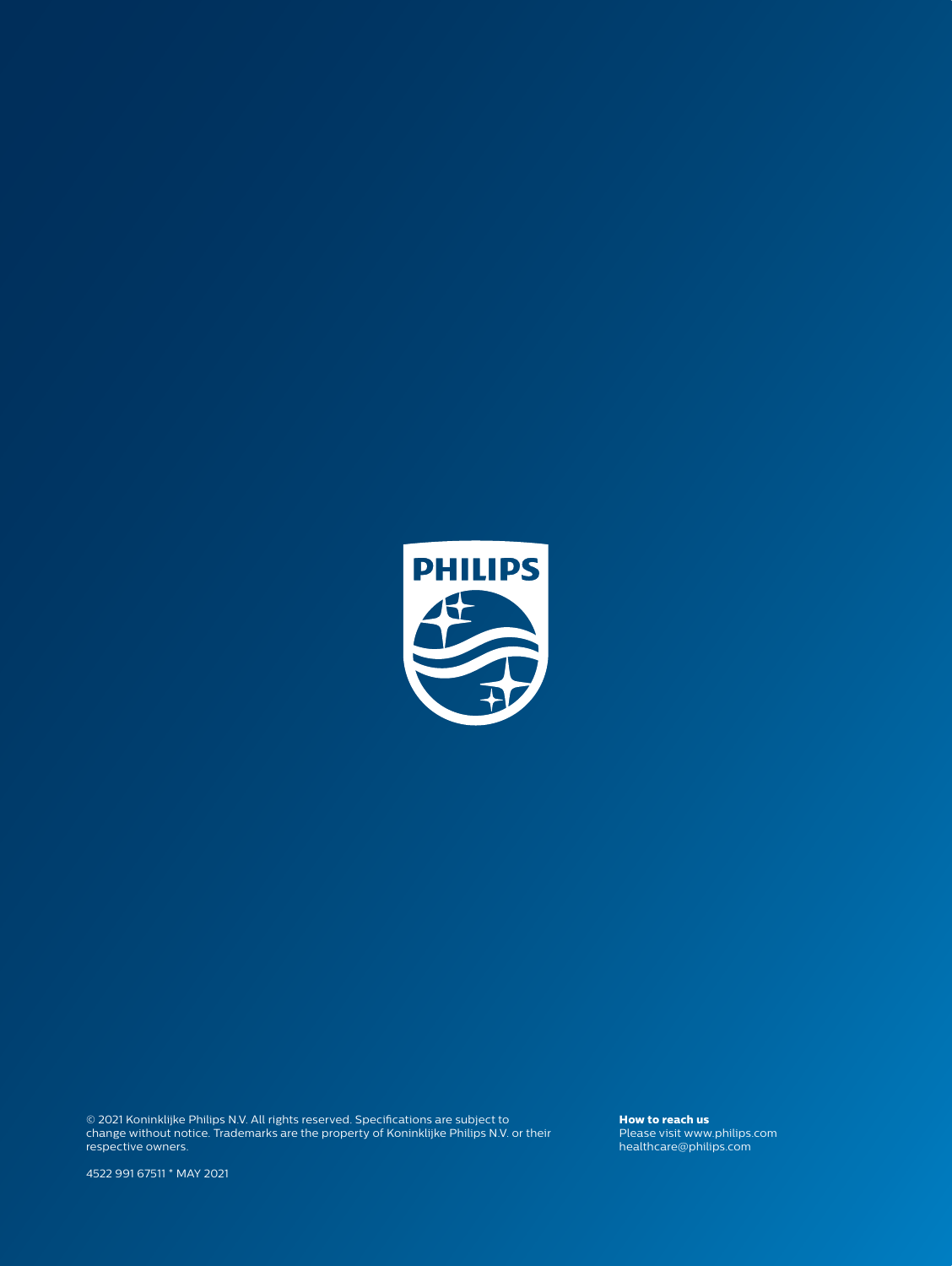© 2021 Koninklijke Philips N.V. All rights reserved. Specifications are subject to change without notice. Trademarks are the property of Koninklijke Philips N.V. or their respective owners.

4522 991 67511 * MAY 2021

**How to reach us**
Please visit www.philips.com
healthcare@philips.com